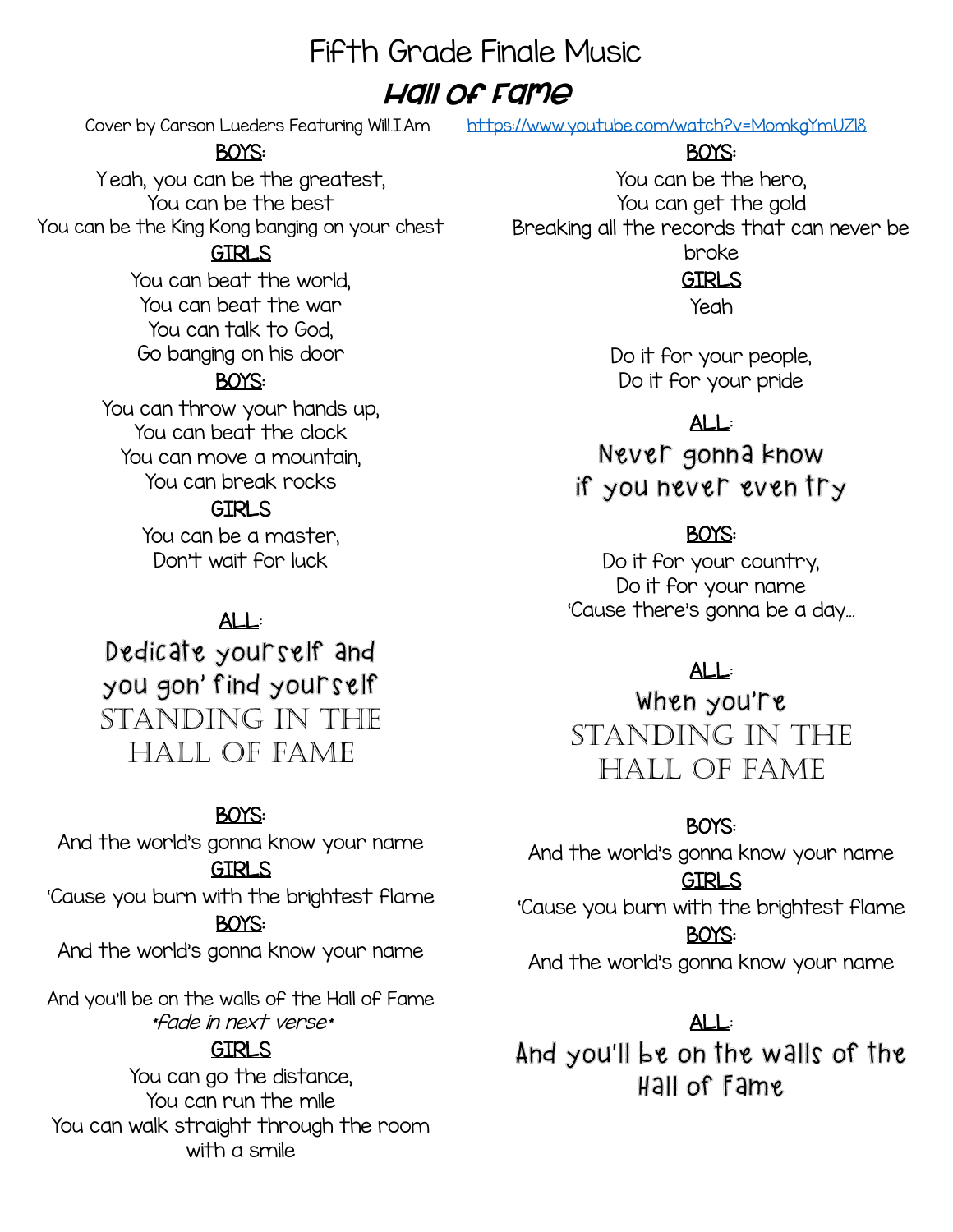# Fifth Grade Finale Music

## Hall of Fame

Cover by Carson Lueders Featuring Will.I.Am https://www.youtube.com/watch?v=MomkgYmUZl8

**BOYS:**

Yeah, you can be the greatest,
You can be the best
You can be the King Kong banging on your chest

**GIRLS**

You can beat the world,
You can beat the war
You can talk to God,
Go banging on his door

**BOYS:**

You can throw your hands up,
You can beat the clock
You can move a mountain,
You can break rocks

**GIRLS**

You can be a master,
Don't wait for luck

**ALL:**

Dedicate yourself and
you gon' find yourself
STANDING IN THE
HALL OF FAME

**BOYS:**

And the world's gonna know your name

**GIRLS**

'Cause you burn with the brightest flame

**BOYS:**

And the world's gonna know your name

And you'll be on the walls of the Hall of Fame
*fade in next verse*

**GIRLS**

You can go the distance,
You can run the mile
You can walk straight through the room
with a smile

**BOYS:**

You can be the hero,
You can get the gold
Breaking all the records that can never be
broke

**GIRLS**

Yeah

Do it for your people,
Do it for your pride

**ALL:**

Never gonna know
if you never even try

**BOYS:**

Do it for your country,
Do it for your name
'Cause there's gonna be a day...

**ALL:**

When you're
STANDING IN THE
HALL OF FAME

**BOYS:**

And the world's gonna know your name

**GIRLS**

'Cause you burn with the brightest flame

**BOYS:**

And the world's gonna know your name

**ALL:**

And you'll be on the walls of the
Hall of Fame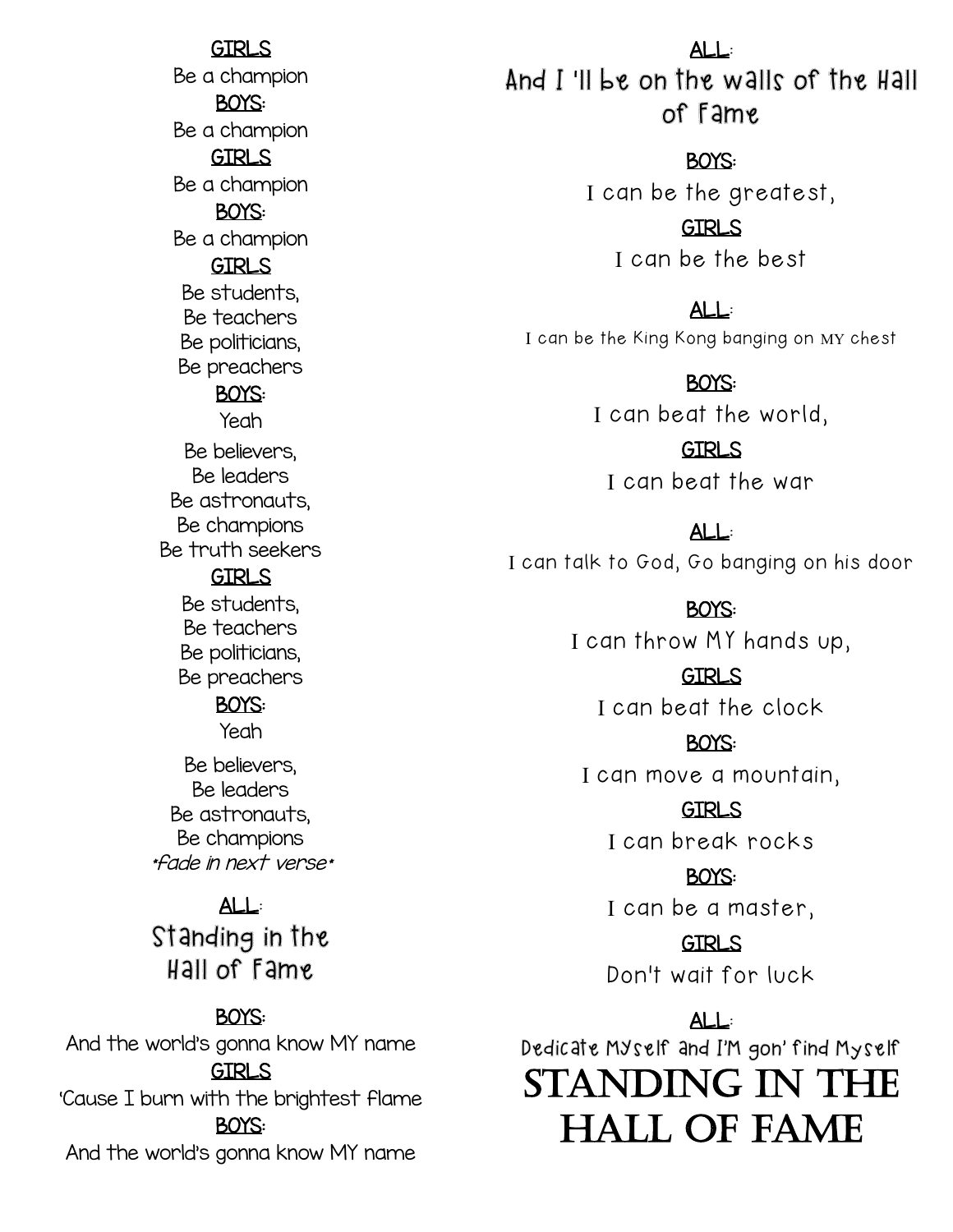GIRLS

Be a champion

BOYS:

Be a champion

GIRLS

Be a champion

BOYS:

Be a champion

GIRLS

Be students,
Be teachers
Be politicians,
Be preachers

BOYS:

Yeah

Be believers,
Be leaders
Be astronauts,
Be champions
Be truth seekers

GIRLS

Be students,
Be teachers
Be politicians,
Be preachers

BOYS:

Yeah

Be believers,
Be leaders
Be astronauts,
Be champions
*fade in next verse*

ALL:

Standing in the Hall of Fame

BOYS:

And the world's gonna know MY name

GIRLS

'Cause I burn with the brightest flame

BOYS:

And the world's gonna know MY name

ALL:

And I 'll be on the walls of the Hall of Fame

BOYS:

I can be the greatest,

GIRLS

I can be the best

ALL:

I can be the King Kong banging on MY chest

BOYS:

I can beat the world,

GIRLS

I can beat the war

ALL:

I can talk to God, Go banging on his door

BOYS:

I can throw MY hands up,

GIRLS

I can beat the clock

BOYS:

I can move a mountain,

GIRLS

I can break rocks

BOYS:

I can be a master,

GIRLS

Don't wait for luck

ALL:

Dedicate Myself and I'M gon' find Myself

# STANDING IN THE HALL OF FAME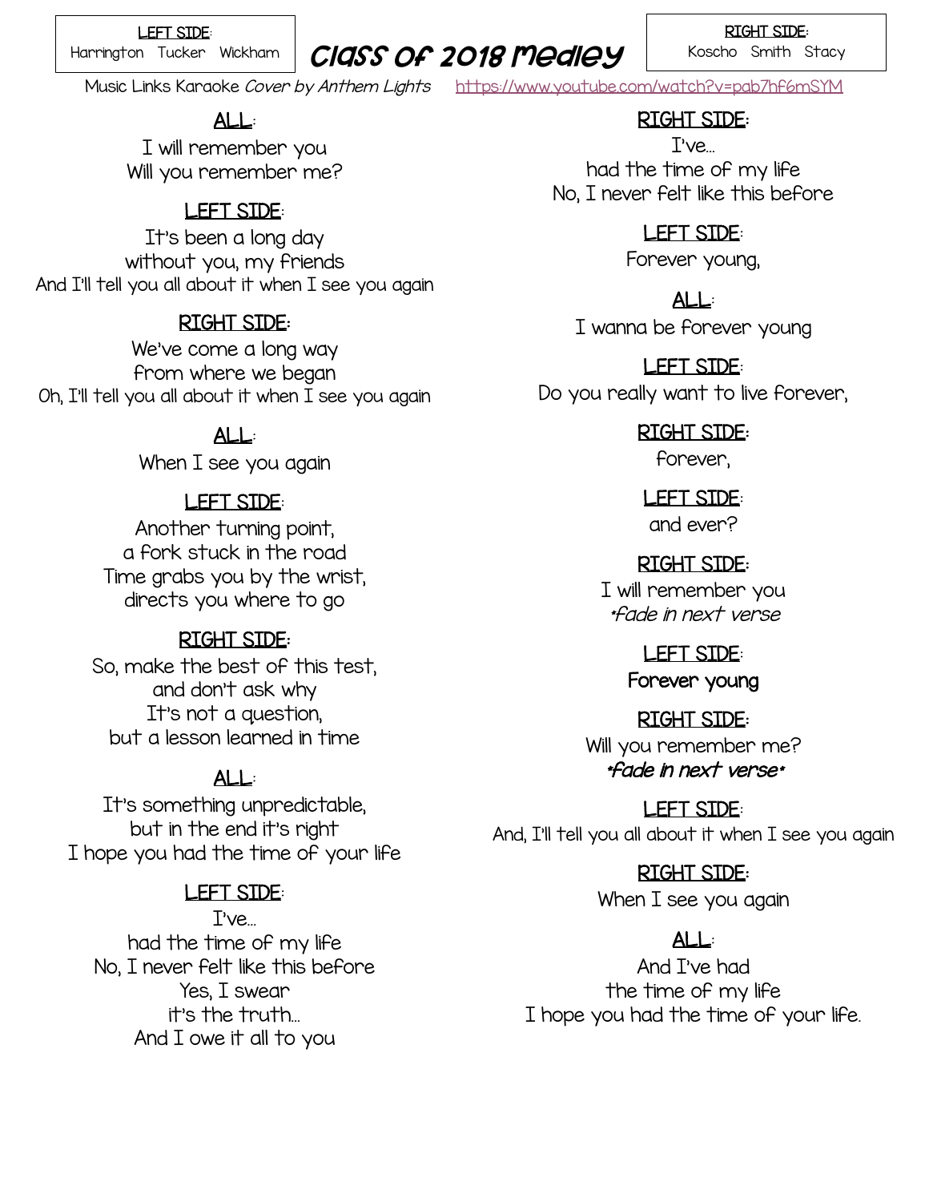**LEFT SIDE:**
Harrington Tucker Wickham

# Class of 2018 Medley

**RIGHT SIDE:**
Koscho Smith Stacy

Music Links Karaoke *Cover by Anthem Lights* https://www.youtube.com/watch?v=pab7hf6mSYM

**ALL:**

I will remember you
Will you remember me?

**LEFT SIDE:**

It's been a long day
without you, my friends
And I'll tell you all about it when I see you again

**RIGHT SIDE:**

We've come a long way
from where we began
Oh, I'll tell you all about it when I see you again

**ALL:**

When I see you again

**LEFT SIDE:**

Another turning point,
a fork stuck in the road
Time grabs you by the wrist,
directs you where to go

**RIGHT SIDE:**

So, make the best of this test,
and don't ask why
It's not a question,
but a lesson learned in time

**ALL:**

It's something unpredictable,
but in the end it's right
I hope you had the time of your life

**LEFT SIDE:**

I've...
had the time of my life
No, I never felt like this before
Yes, I swear
it's the truth...
And I owe it all to you

**RIGHT SIDE:**

I've...
had the time of my life
No, I never felt like this before

**LEFT SIDE:**

Forever young,

**ALL:**

I wanna be forever young

**LEFT SIDE:**

Do you really want to live forever,

**RIGHT SIDE:**

forever,

**LEFT SIDE:**

and ever?

**RIGHT SIDE:**

I will remember you
*\*fade in next verse*

**LEFT SIDE:**

**Forever young**

**RIGHT SIDE:**

Will you remember me?
***fade in next verse***

**LEFT SIDE:**

And, I'll tell you all about it when I see you again

**RIGHT SIDE:**

When I see you again

**ALL:**

And I've had
the time of my life
I hope you had the time of your life.